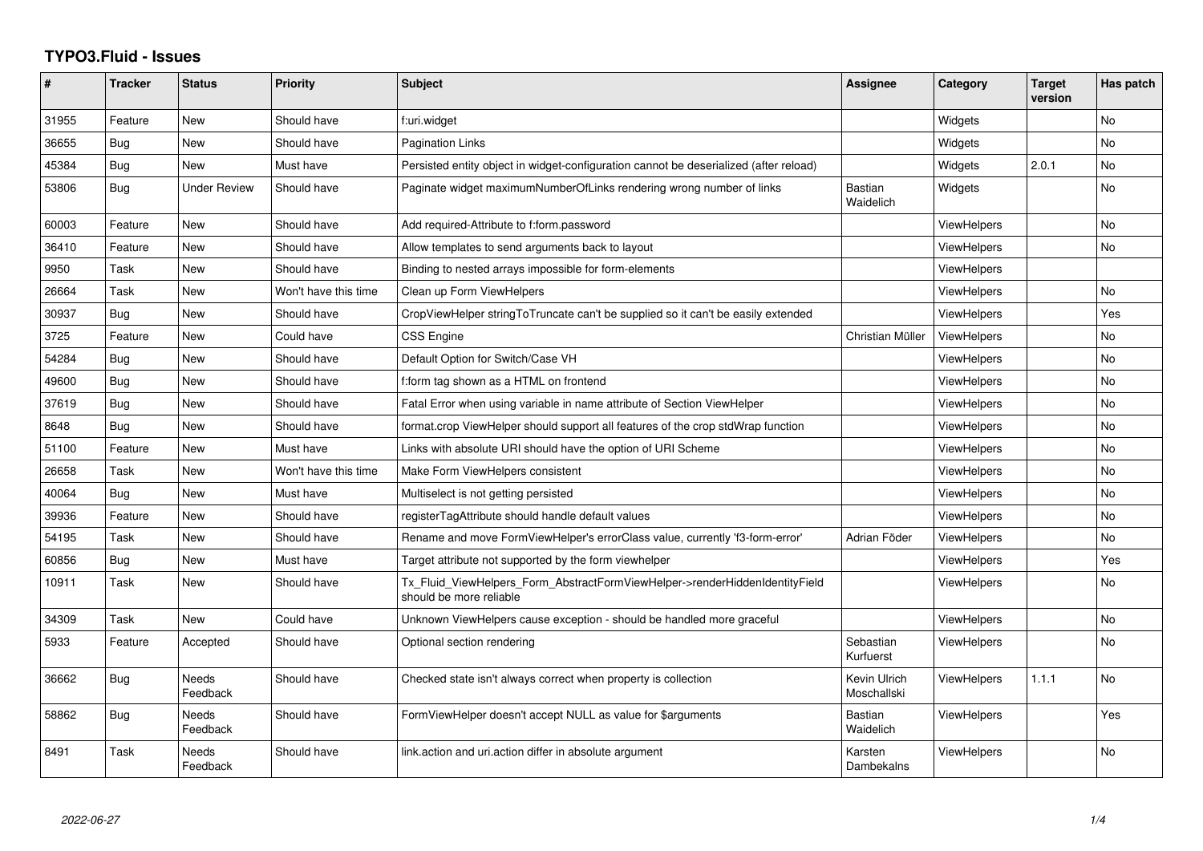# TYPO3.Fluid - Issues

| # | Tracker | Status | Priority | Subject | Assignee | Category | Target version | Has patch |
|---|---|---|---|---|---|---|---|---|
| 31955 | Feature | New | Should have | f:uri.widget | | Widgets | | No |
| 36655 | Bug | New | Should have | Pagination Links | | Widgets | | No |
| 45384 | Bug | New | Must have | Persisted entity object in widget-configuration cannot be deserialized (after reload) | | Widgets | 2.0.1 | No |
| 53806 | Bug | Under Review | Should have | Paginate widget maximumNumberOfLinks rendering wrong number of links | Bastian Waidelich | Widgets | | No |
| 60003 | Feature | New | Should have | Add required-Attribute to f:form.password | | ViewHelpers | | No |
| 36410 | Feature | New | Should have | Allow templates to send arguments back to layout | | ViewHelpers | | No |
| 9950 | Task | New | Should have | Binding to nested arrays impossible for form-elements | | ViewHelpers | | |
| 26664 | Task | New | Won't have this time | Clean up Form ViewHelpers | | ViewHelpers | | No |
| 30937 | Bug | New | Should have | CropViewHelper stringToTruncate can't be supplied so it can't be easily extended | | ViewHelpers | | Yes |
| 3725 | Feature | New | Could have | CSS Engine | Christian Müller | ViewHelpers | | No |
| 54284 | Bug | New | Should have | Default Option for Switch/Case VH | | ViewHelpers | | No |
| 49600 | Bug | New | Should have | f:form tag shown as a HTML on frontend | | ViewHelpers | | No |
| 37619 | Bug | New | Should have | Fatal Error when using variable in name attribute of Section ViewHelper | | ViewHelpers | | No |
| 8648 | Bug | New | Should have | format.crop ViewHelper should support all features of the crop stdWrap function | | ViewHelpers | | No |
| 51100 | Feature | New | Must have | Links with absolute URI should have the option of URI Scheme | | ViewHelpers | | No |
| 26658 | Task | New | Won't have this time | Make Form ViewHelpers consistent | | ViewHelpers | | No |
| 40064 | Bug | New | Must have | Multiselect is not getting persisted | | ViewHelpers | | No |
| 39936 | Feature | New | Should have | registerTagAttribute should handle default values | | ViewHelpers | | No |
| 54195 | Task | New | Should have | Rename and move FormViewHelper's errorClass value, currently 'f3-form-error' | Adrian Föder | ViewHelpers | | No |
| 60856 | Bug | New | Must have | Target attribute not supported by the form viewhelper | | ViewHelpers | | Yes |
| 10911 | Task | New | Should have | Tx_Fluid_ViewHelpers_Form_AbstractFormViewHelper->renderHiddenIdentityField should be more reliable | | ViewHelpers | | No |
| 34309 | Task | New | Could have | Unknown ViewHelpers cause exception - should be handled more graceful | | ViewHelpers | | No |
| 5933 | Feature | Accepted | Should have | Optional section rendering | Sebastian Kurfuerst | ViewHelpers | | No |
| 36662 | Bug | Needs Feedback | Should have | Checked state isn't always correct when property is collection | Kevin Ulrich Moschallski | ViewHelpers | 1.1.1 | No |
| 58862 | Bug | Needs Feedback | Should have | FormViewHelper doesn't accept NULL as value for $arguments | Bastian Waidelich | ViewHelpers | | Yes |
| 8491 | Task | Needs Feedback | Should have | link.action and uri.action differ in absolute argument | Karsten Dambekalns | ViewHelpers | | No |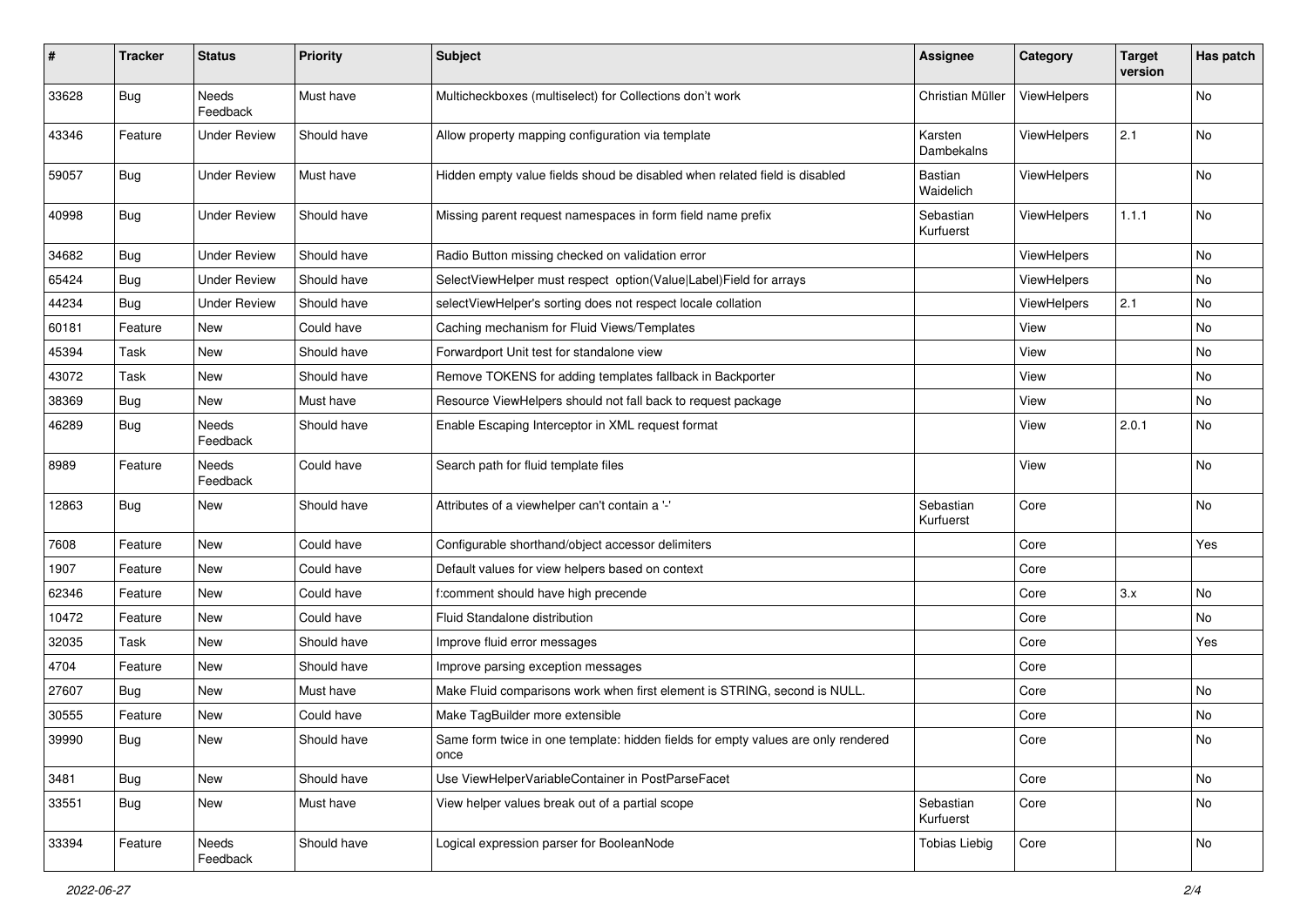| # | Tracker | Status | Priority | Subject | Assignee | Category | Target version | Has patch |
|---|---|---|---|---|---|---|---|---|
| 33628 | Bug | Needs Feedback | Must have | Multicheckboxes (multiselect) for Collections don't work | Christian Müller | ViewHelpers | | No |
| 43346 | Feature | Under Review | Should have | Allow property mapping configuration via template | Karsten Dambekalns | ViewHelpers | 2.1 | No |
| 59057 | Bug | Under Review | Must have | Hidden empty value fields shoud be disabled when related field is disabled | Bastian Waidelich | ViewHelpers | | No |
| 40998 | Bug | Under Review | Should have | Missing parent request namespaces in form field name prefix | Sebastian Kurfuerst | ViewHelpers | 1.1.1 | No |
| 34682 | Bug | Under Review | Should have | Radio Button missing checked on validation error | | ViewHelpers | | No |
| 65424 | Bug | Under Review | Should have | SelectViewHelper must respect option(Value\|Label)Field for arrays | | ViewHelpers | | No |
| 44234 | Bug | Under Review | Should have | selectViewHelper's sorting does not respect locale collation | | ViewHelpers | 2.1 | No |
| 60181 | Feature | New | Could have | Caching mechanism for Fluid Views/Templates | | View | | No |
| 45394 | Task | New | Should have | Forwardport Unit test for standalone view | | View | | No |
| 43072 | Task | New | Should have | Remove TOKENS for adding templates fallback in Backporter | | View | | No |
| 38369 | Bug | New | Must have | Resource ViewHelpers should not fall back to request package | | View | | No |
| 46289 | Bug | Needs Feedback | Should have | Enable Escaping Interceptor in XML request format | | View | 2.0.1 | No |
| 8989 | Feature | Needs Feedback | Could have | Search path for fluid template files | | View | | No |
| 12863 | Bug | New | Should have | Attributes of a viewhelper can't contain a '-' | Sebastian Kurfuerst | Core | | No |
| 7608 | Feature | New | Could have | Configurable shorthand/object accessor delimiters | | Core | | Yes |
| 1907 | Feature | New | Could have | Default values for view helpers based on context | | Core | | |
| 62346 | Feature | New | Could have | f:comment should have high precende | | Core | 3.x | No |
| 10472 | Feature | New | Could have | Fluid Standalone distribution | | Core | | No |
| 32035 | Task | New | Should have | Improve fluid error messages | | Core | | Yes |
| 4704 | Feature | New | Should have | Improve parsing exception messages | | Core | | |
| 27607 | Bug | New | Must have | Make Fluid comparisons work when first element is STRING, second is NULL. | | Core | | No |
| 30555 | Feature | New | Could have | Make TagBuilder more extensible | | Core | | No |
| 39990 | Bug | New | Should have | Same form twice in one template: hidden fields for empty values are only rendered once | | Core | | No |
| 3481 | Bug | New | Should have | Use ViewHelperVariableContainer in PostParseFacet | | Core | | No |
| 33551 | Bug | New | Must have | View helper values break out of a partial scope | Sebastian Kurfuerst | Core | | No |
| 33394 | Feature | Needs Feedback | Should have | Logical expression parser for BooleanNode | Tobias Liebig | Core | | No |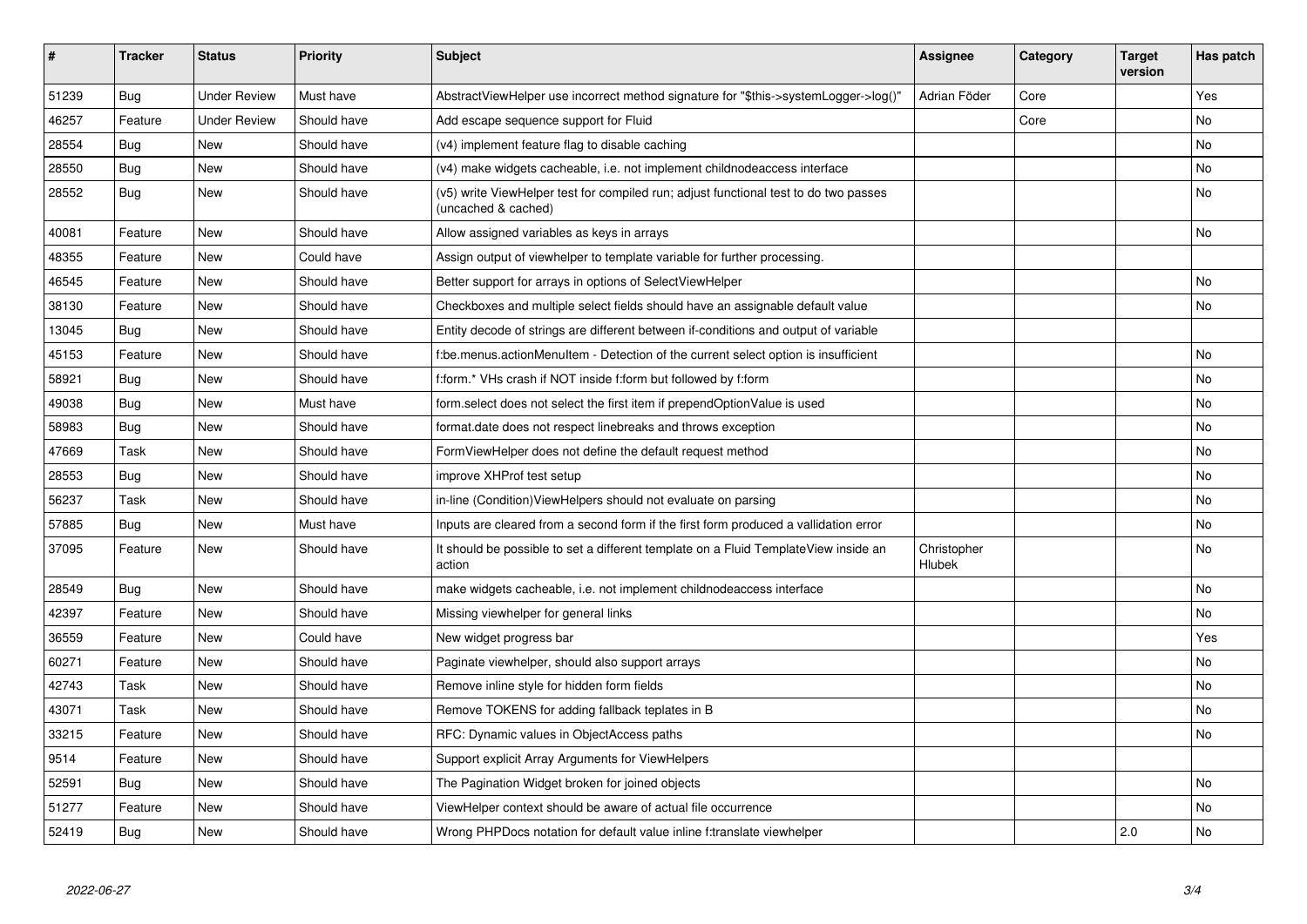| # | Tracker | Status | Priority | Subject | Assignee | Category | Target version | Has patch |
|---|---|---|---|---|---|---|---|---|
| 51239 | Bug | Under Review | Must have | AbstractViewHelper use incorrect method signature for "$this->systemLogger->log()" | Adrian Föder | Core | | Yes |
| 46257 | Feature | Under Review | Should have | Add escape sequence support for Fluid | | Core | | No |
| 28554 | Bug | New | Should have | (v4) implement feature flag to disable caching | | | | No |
| 28550 | Bug | New | Should have | (v4) make widgets cacheable, i.e. not implement childnodeaccess interface | | | | No |
| 28552 | Bug | New | Should have | (v5) write ViewHelper test for compiled run; adjust functional test to do two passes (uncached & cached) | | | | No |
| 40081 | Feature | New | Should have | Allow assigned variables as keys in arrays | | | | No |
| 48355 | Feature | New | Could have | Assign output of viewhelper to template variable for further processing. | | | | |
| 46545 | Feature | New | Should have | Better support for arrays in options of SelectViewHelper | | | | No |
| 38130 | Feature | New | Should have | Checkboxes and multiple select fields should have an assignable default value | | | | No |
| 13045 | Bug | New | Should have | Entity decode of strings are different between if-conditions and output of variable | | | | |
| 45153 | Feature | New | Should have | f:be.menus.actionMenuItem - Detection of the current select option is insufficient | | | | No |
| 58921 | Bug | New | Should have | f:form.* VHs crash if NOT inside f:form but followed by f:form | | | | No |
| 49038 | Bug | New | Must have | form.select does not select the first item if prependOptionValue is used | | | | No |
| 58983 | Bug | New | Should have | format.date does not respect linebreaks and throws exception | | | | No |
| 47669 | Task | New | Should have | FormViewHelper does not define the default request method | | | | No |
| 28553 | Bug | New | Should have | improve XHProf test setup | | | | No |
| 56237 | Task | New | Should have | in-line (Condition)ViewHelpers should not evaluate on parsing | | | | No |
| 57885 | Bug | New | Must have | Inputs are cleared from a second form if the first form produced a vallidation error | | | | No |
| 37095 | Feature | New | Should have | It should be possible to set a different template on a Fluid TemplateView inside an action | Christopher Hlubek | | | No |
| 28549 | Bug | New | Should have | make widgets cacheable, i.e. not implement childnodeaccess interface | | | | No |
| 42397 | Feature | New | Should have | Missing viewhelper for general links | | | | No |
| 36559 | Feature | New | Could have | New widget progress bar | | | | Yes |
| 60271 | Feature | New | Should have | Paginate viewhelper, should also support arrays | | | | No |
| 42743 | Task | New | Should have | Remove inline style for hidden form fields | | | | No |
| 43071 | Task | New | Should have | Remove TOKENS for adding fallback teplates in B | | | | No |
| 33215 | Feature | New | Should have | RFC: Dynamic values in ObjectAccess paths | | | | No |
| 9514 | Feature | New | Should have | Support explicit Array Arguments for ViewHelpers | | | | |
| 52591 | Bug | New | Should have | The Pagination Widget broken for joined objects | | | | No |
| 51277 | Feature | New | Should have | ViewHelper context should be aware of actual file occurrence | | | | No |
| 52419 | Bug | New | Should have | Wrong PHPDocs notation for default value inline f:translate viewhelper | | | 2.0 | No |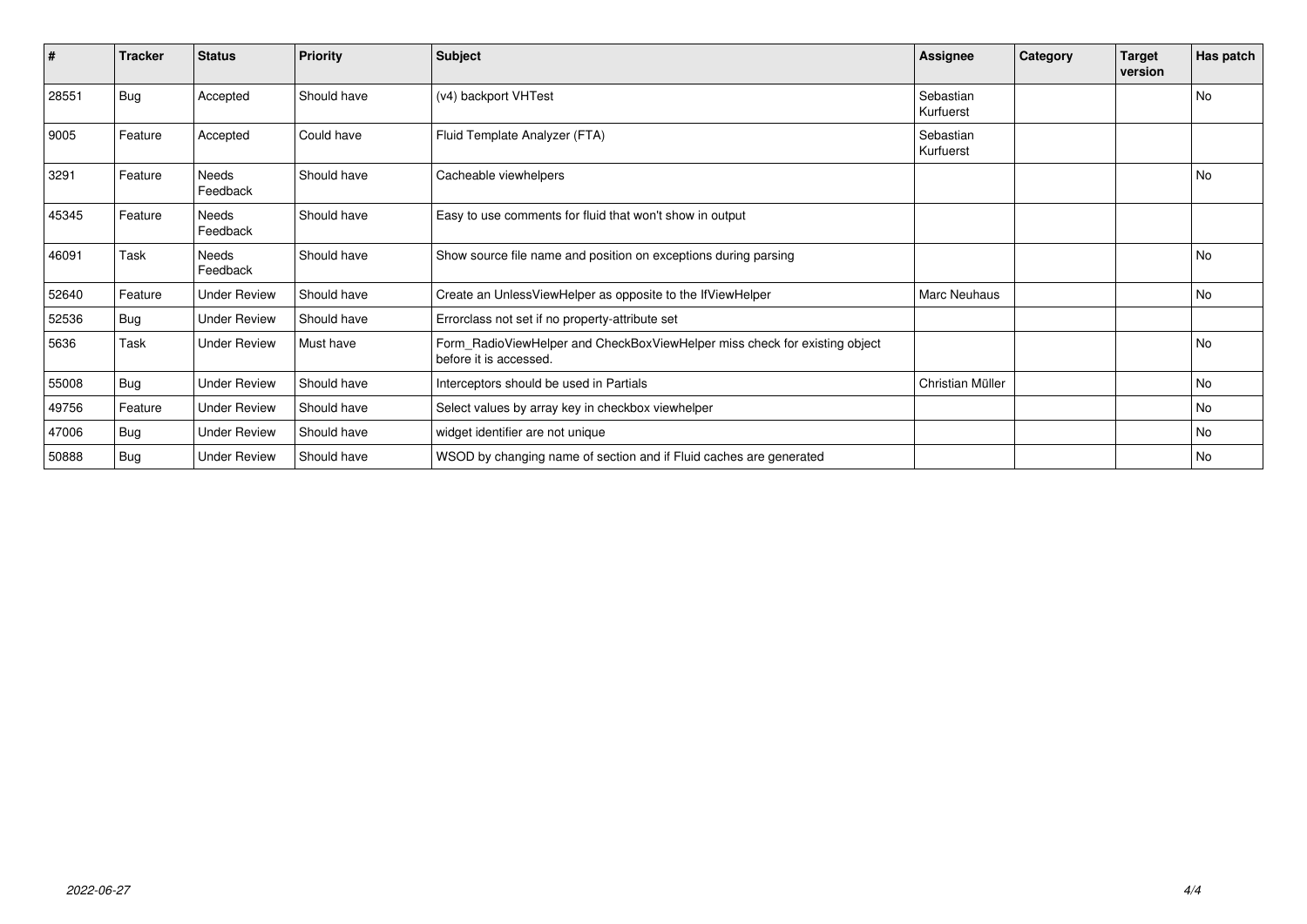| # | Tracker | Status | Priority | Subject | Assignee | Category | Target version | Has patch |
|---|---|---|---|---|---|---|---|---|
| 28551 | Bug | Accepted | Should have | (v4) backport VHTest | Sebastian Kurfuerst | | | No |
| 9005 | Feature | Accepted | Could have | Fluid Template Analyzer (FTA) | Sebastian Kurfuerst | | | |
| 3291 | Feature | Needs Feedback | Should have | Cacheable viewhelpers | | | | No |
| 45345 | Feature | Needs Feedback | Should have | Easy to use comments for fluid that won't show in output | | | | |
| 46091 | Task | Needs Feedback | Should have | Show source file name and position on exceptions during parsing | | | | No |
| 52640 | Feature | Under Review | Should have | Create an UnlessViewHelper as opposite to the IfViewHelper | Marc Neuhaus | | | No |
| 52536 | Bug | Under Review | Should have | Errorclass not set if no property-attribute set | | | | |
| 5636 | Task | Under Review | Must have | Form_RadioViewHelper and CheckBoxViewHelper miss check for existing object before it is accessed. | | | | No |
| 55008 | Bug | Under Review | Should have | Interceptors should be used in Partials | Christian Müller | | | No |
| 49756 | Feature | Under Review | Should have | Select values by array key in checkbox viewhelper | | | | No |
| 47006 | Bug | Under Review | Should have | widget identifier are not unique | | | | No |
| 50888 | Bug | Under Review | Should have | WSOD by changing name of section and if Fluid caches are generated | | | | No |